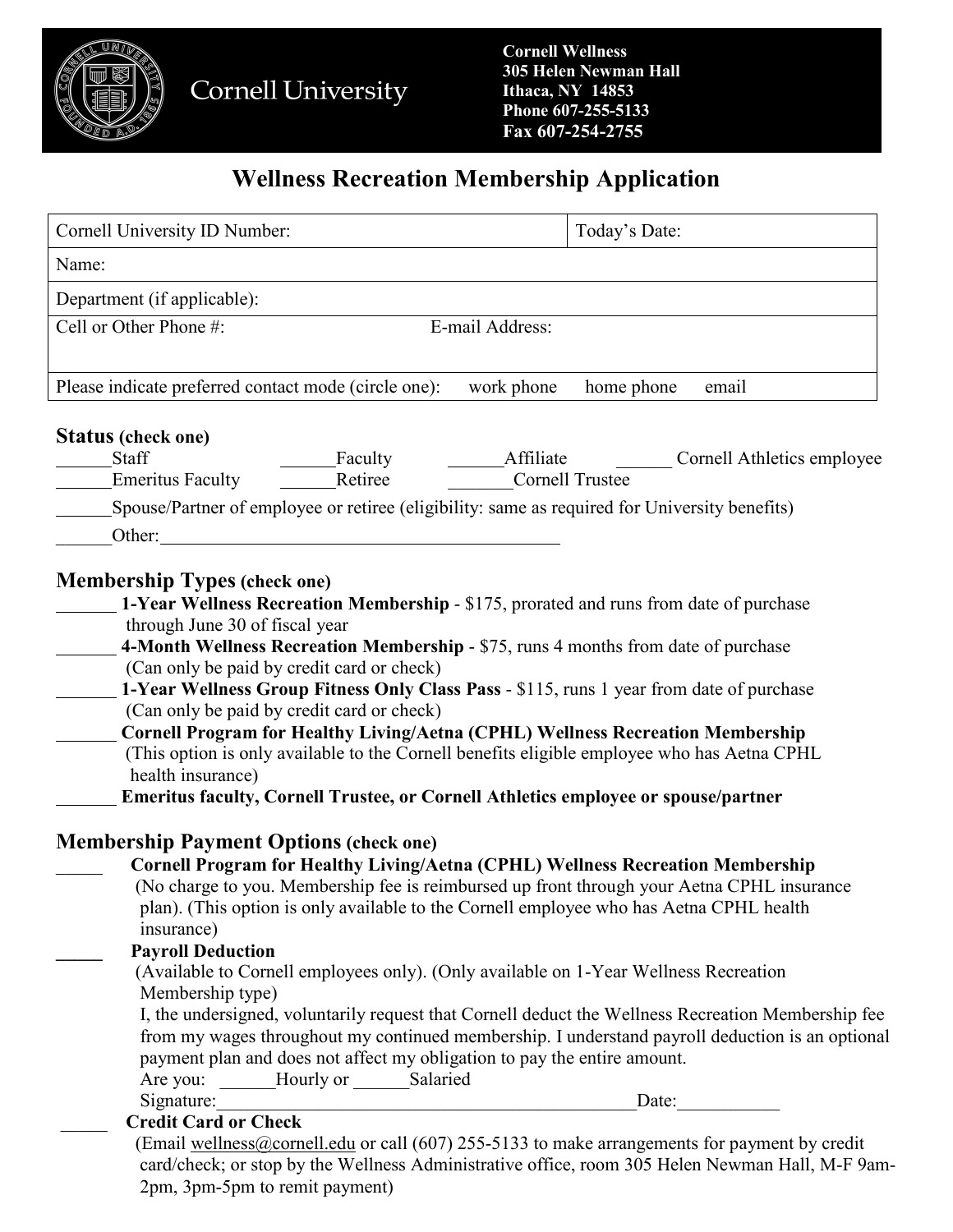Cornell University

**Cornell Wellness**
**305 Helen Newman Hall**
**Ithaca, NY 14853**
**Phone 607-255-5133**
**Fax 607-254-2755**

# Wellness Recreation Membership Application

| Cornell University ID Number: | Today's Date: |
|---|---|
| Name: | |
| Department (if applicable): | |
| Cell or Other Phone #: E-mail Address: | |
| Please indicate preferred contact mode (circle one): work phone home phone email | |

## Status (check one)

______Staff ______Faculty ______Affiliate ______ Cornell Athletics employee
______Emeritus Faculty ______Retiree _______Cornell Trustee

______Spouse/Partner of employee or retiree (eligibility: same as required for University benefits)

______Other:____________________________________________

## Membership Types (check one)

_______ **1-Year Wellness Recreation Membership** - $175, prorated and runs from date of purchase through June 30 of fiscal year

_______ **4-Month Wellness Recreation Membership** - $75, runs 4 months from date of purchase (Can only be paid by credit card or check)

_______ **1-Year Wellness Group Fitness Only Class Pass** - $115, runs 1 year from date of purchase (Can only be paid by credit card or check)

_______ **Cornell Program for Healthy Living/Aetna (CPHL) Wellness Recreation Membership** (This option is only available to the Cornell benefits eligible employee who has Aetna CPHL health insurance)

_______ **Emeritus faculty, Cornell Trustee, or Cornell Athletics employee or spouse/partner**

## Membership Payment Options (check one)

_____ **Cornell Program for Healthy Living/Aetna (CPHL) Wellness Recreation Membership**
(No charge to you. Membership fee is reimbursed up front through your Aetna CPHL insurance plan). (This option is only available to the Cornell employee who has Aetna CPHL health insurance)

_____ **Payroll Deduction**
(Available to Cornell employees only). (Only available on 1-Year Wellness Recreation Membership type)
I, the undersigned, voluntarily request that Cornell deduct the Wellness Recreation Membership fee from my wages throughout my continued membership. I understand payroll deduction is an optional payment plan and does not affect my obligation to pay the entire amount.
Are you: ______Hourly or ______Salaried
Signature:_____________________________________________Date:___________

_____ **Credit Card or Check**
(Email wellness@cornell.edu or call (607) 255-5133 to make arrangements for payment by credit card/check; or stop by the Wellness Administrative office, room 305 Helen Newman Hall, M-F 9am-2pm, 3pm-5pm to remit payment)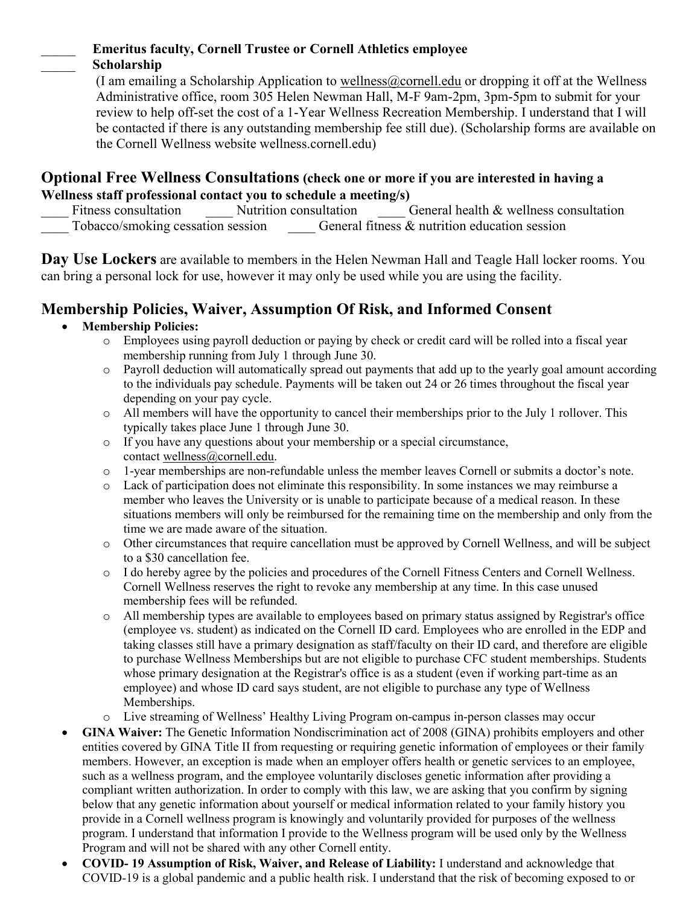_____ **Emeritus faculty, Cornell Trustee or Cornell Athletics employee**

_____ **Scholarship**

(I am emailing a Scholarship Application to wellness@cornell.edu or dropping it off at the Wellness Administrative office, room 305 Helen Newman Hall, M-F 9am-2pm, 3pm-5pm to submit for your review to help off-set the cost of a 1-Year Wellness Recreation Membership. I understand that I will be contacted if there is any outstanding membership fee still due). (Scholarship forms are available on the Cornell Wellness website wellness.cornell.edu)

## Optional Free Wellness Consultations (check one or more if you are interested in having a Wellness staff professional contact you to schedule a meeting/s)

____ Fitness consultation ____ Nutrition consultation ____ General health & wellness consultation
____ Tobacco/smoking cessation session ____ General fitness & nutrition education session

**Day Use Lockers** are available to members in the Helen Newman Hall and Teagle Hall locker rooms. You can bring a personal lock for use, however it may only be used while you are using the facility.

## Membership Policies, Waiver, Assumption Of Risk, and Informed Consent

- **Membership Policies:**
  - Employees using payroll deduction or paying by check or credit card will be rolled into a fiscal year membership running from July 1 through June 30.
  - Payroll deduction will automatically spread out payments that add up to the yearly goal amount according to the individuals pay schedule. Payments will be taken out 24 or 26 times throughout the fiscal year depending on your pay cycle.
  - All members will have the opportunity to cancel their memberships prior to the July 1 rollover. This typically takes place June 1 through June 30.
  - If you have any questions about your membership or a special circumstance, contact wellness@cornell.edu.
  - 1-year memberships are non-refundable unless the member leaves Cornell or submits a doctor's note.
  - Lack of participation does not eliminate this responsibility. In some instances we may reimburse a member who leaves the University or is unable to participate because of a medical reason. In these situations members will only be reimbursed for the remaining time on the membership and only from the time we are made aware of the situation.
  - Other circumstances that require cancellation must be approved by Cornell Wellness, and will be subject to a $30 cancellation fee.
  - I do hereby agree by the policies and procedures of the Cornell Fitness Centers and Cornell Wellness. Cornell Wellness reserves the right to revoke any membership at any time. In this case unused membership fees will be refunded.
  - All membership types are available to employees based on primary status assigned by Registrar's office (employee vs. student) as indicated on the Cornell ID card. Employees who are enrolled in the EDP and taking classes still have a primary designation as staff/faculty on their ID card, and therefore are eligible to purchase Wellness Memberships but are not eligible to purchase CFC student memberships. Students whose primary designation at the Registrar's office is as a student (even if working part-time as an employee) and whose ID card says student, are not eligible to purchase any type of Wellness Memberships.
  - Live streaming of Wellness' Healthy Living Program on-campus in-person classes may occur
- **GINA Waiver:** The Genetic Information Nondiscrimination act of 2008 (GINA) prohibits employers and other entities covered by GINA Title II from requesting or requiring genetic information of employees or their family members. However, an exception is made when an employer offers health or genetic services to an employee, such as a wellness program, and the employee voluntarily discloses genetic information after providing a compliant written authorization. In order to comply with this law, we are asking that you confirm by signing below that any genetic information about yourself or medical information related to your family history you provide in a Cornell wellness program is knowingly and voluntarily provided for purposes of the wellness program. I understand that information I provide to the Wellness program will be used only by the Wellness Program and will not be shared with any other Cornell entity.
- **COVID- 19 Assumption of Risk, Waiver, and Release of Liability:** I understand and acknowledge that COVID-19 is a global pandemic and a public health risk. I understand that the risk of becoming exposed to or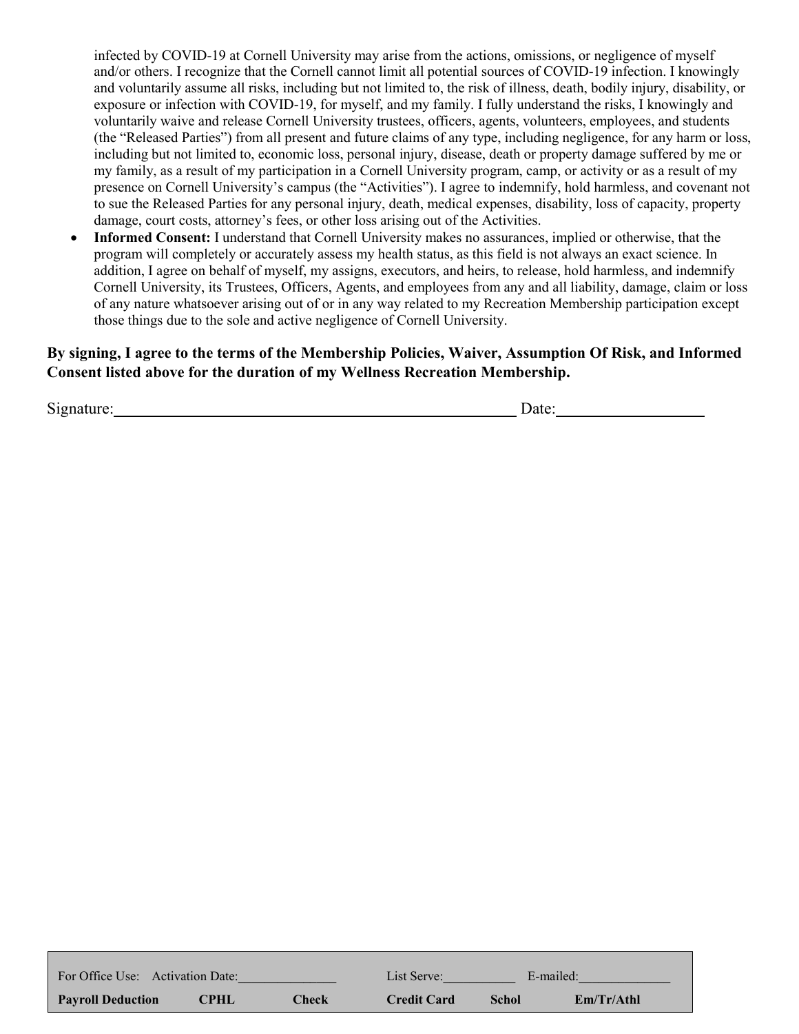infected by COVID-19 at Cornell University may arise from the actions, omissions, or negligence of myself and/or others. I recognize that the Cornell cannot limit all potential sources of COVID-19 infection. I knowingly and voluntarily assume all risks, including but not limited to, the risk of illness, death, bodily injury, disability, or exposure or infection with COVID-19, for myself, and my family. I fully understand the risks, I knowingly and voluntarily waive and release Cornell University trustees, officers, agents, volunteers, employees, and students (the "Released Parties") from all present and future claims of any type, including negligence, for any harm or loss, including but not limited to, economic loss, personal injury, disease, death or property damage suffered by me or my family, as a result of my participation in a Cornell University program, camp, or activity or as a result of my presence on Cornell University's campus (the "Activities"). I agree to indemnify, hold harmless, and covenant not to sue the Released Parties for any personal injury, death, medical expenses, disability, loss of capacity, property damage, court costs, attorney's fees, or other loss arising out of the Activities.

- **Informed Consent:** I understand that Cornell University makes no assurances, implied or otherwise, that the program will completely or accurately assess my health status, as this field is not always an exact science. In addition, I agree on behalf of myself, my assigns, executors, and heirs, to release, hold harmless, and indemnify Cornell University, its Trustees, Officers, Agents, and employees from any and all liability, damage, claim or loss of any nature whatsoever arising out of or in any way related to my Recreation Membership participation except those things due to the sole and active negligence of Cornell University.

**By signing, I agree to the terms of the Membership Policies, Waiver, Assumption Of Risk, and Informed Consent listed above for the duration of my Wellness Recreation Membership.**

Signature:______________________________________________ Date:________________

For Office Use: Activation Date:_______________ List Serve:___________ E-mailed:______________

**Payroll Deduction** **CPHL** **Check** **Credit Card** **Schol** **Em/Tr/Athl**